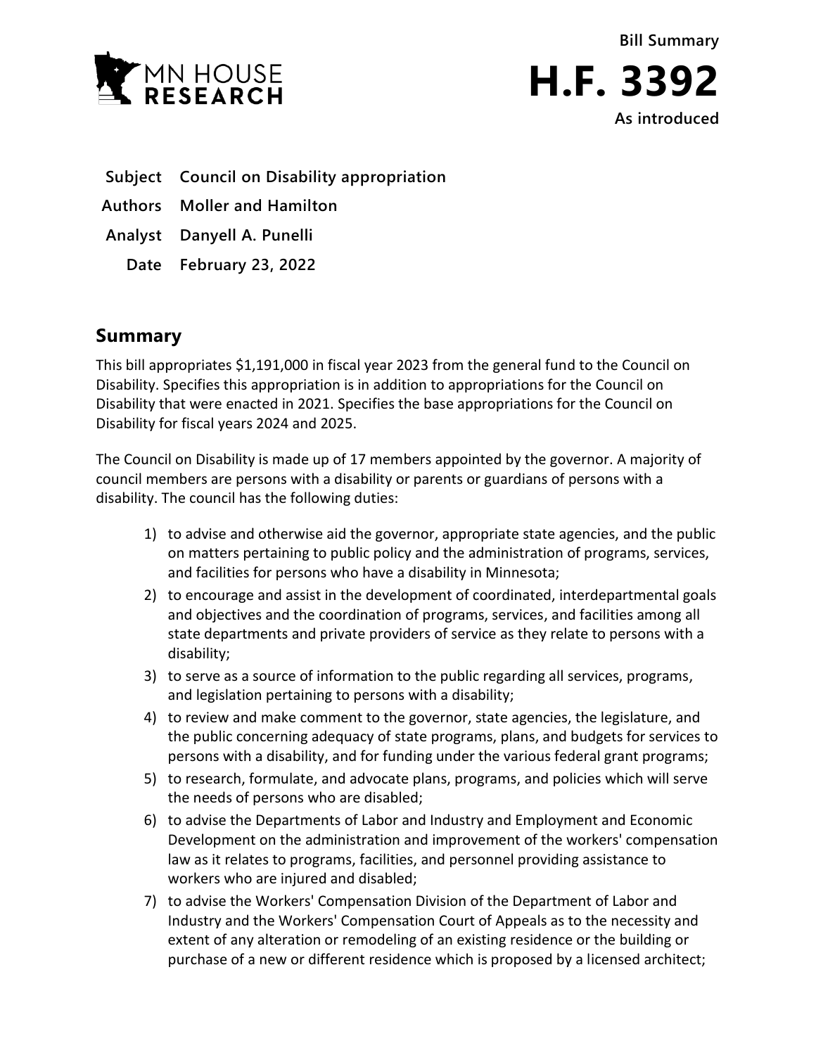MN HOUSE RESEARCH

Bill Summary

# H.F. 3392

As introduced

**Subject** Council on Disability appropriation

**Authors** Moller and Hamilton

**Analyst** Danyell A. Punelli

**Date** February 23, 2022

## Summary

This bill appropriates $1,191,000 in fiscal year 2023 from the general fund to the Council on Disability. Specifies this appropriation is in addition to appropriations for the Council on Disability that were enacted in 2021. Specifies the base appropriations for the Council on Disability for fiscal years 2024 and 2025.

The Council on Disability is made up of 17 members appointed by the governor. A majority of council members are persons with a disability or parents or guardians of persons with a disability. The council has the following duties:

1) to advise and otherwise aid the governor, appropriate state agencies, and the public on matters pertaining to public policy and the administration of programs, services, and facilities for persons who have a disability in Minnesota;
2) to encourage and assist in the development of coordinated, interdepartmental goals and objectives and the coordination of programs, services, and facilities among all state departments and private providers of service as they relate to persons with a disability;
3) to serve as a source of information to the public regarding all services, programs, and legislation pertaining to persons with a disability;
4) to review and make comment to the governor, state agencies, the legislature, and the public concerning adequacy of state programs, plans, and budgets for services to persons with a disability, and for funding under the various federal grant programs;
5) to research, formulate, and advocate plans, programs, and policies which will serve the needs of persons who are disabled;
6) to advise the Departments of Labor and Industry and Employment and Economic Development on the administration and improvement of the workers' compensation law as it relates to programs, facilities, and personnel providing assistance to workers who are injured and disabled;
7) to advise the Workers' Compensation Division of the Department of Labor and Industry and the Workers' Compensation Court of Appeals as to the necessity and extent of any alteration or remodeling of an existing residence or the building or purchase of a new or different residence which is proposed by a licensed architect;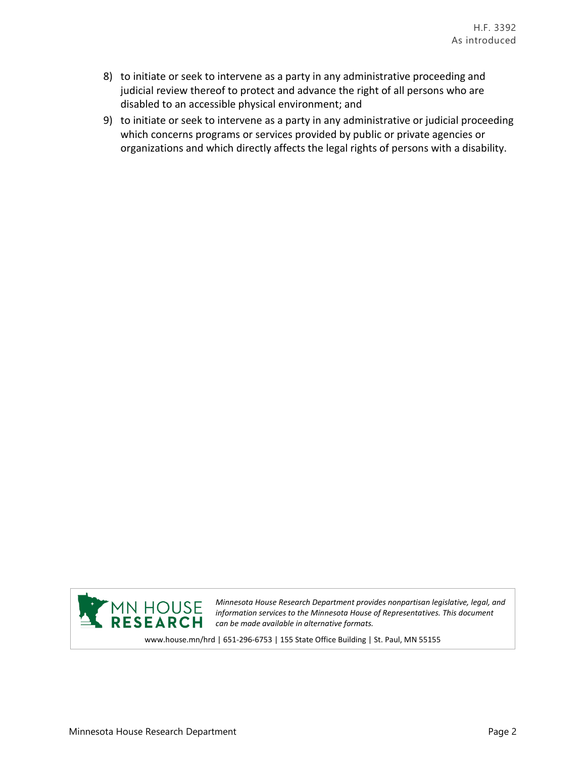8) to initiate or seek to intervene as a party in any administrative proceeding and judicial review thereof to protect and advance the right of all persons who are disabled to an accessible physical environment; and
9) to initiate or seek to intervene as a party in any administrative or judicial proceeding which concerns programs or services provided by public or private agencies or organizations and which directly affects the legal rights of persons with a disability.

MN HOUSE RESEARCH

*Minnesota House Research Department provides nonpartisan legislative, legal, and information services to the Minnesota House of Representatives. This document can be made available in alternative formats.*

www.house.mn/hrd | 651-296-6753 | 155 State Office Building | St. Paul, MN 55155